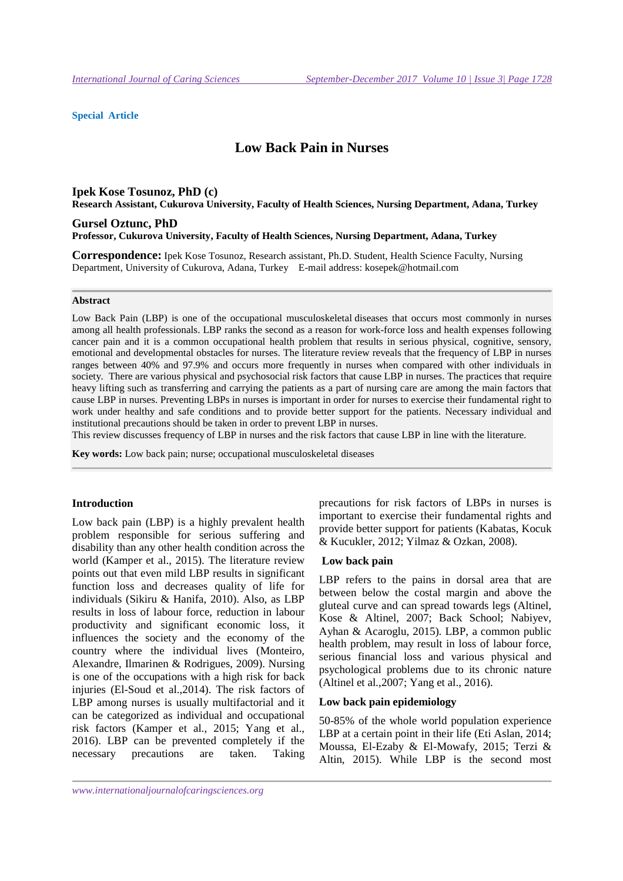**Special Article**

# Low Back Pain in Nurses

**Ipek Kose Tosunoz, PhD (c)**
**Research Assistant, Cukurova University, Faculty of Health Sciences, Nursing Department, Adana, Turkey**

**Gursel Oztunc, PhD**
**Professor, Cukurova University, Faculty of Health Sciences, Nursing Department, Adana, Turkey**

**Correspondence:** Ipek Kose Tosunoz, Research assistant, Ph.D. Student, Health Science Faculty, Nursing Department, University of Cukurova, Adana, Turkey E-mail address: kosepek@hotmail.com

**Abstract**

Low Back Pain (LBP) is one of the occupational musculoskeletal diseases that occurs most commonly in nurses among all health professionals. LBP ranks the second as a reason for work-force loss and health expenses following cancer pain and it is a common occupational health problem that results in serious physical, cognitive, sensory, emotional and developmental obstacles for nurses. The literature review reveals that the frequency of LBP in nurses ranges between 40% and 97.9% and occurs more frequently in nurses when compared with other individuals in society. There are various physical and psychosocial risk factors that cause LBP in nurses. The practices that require heavy lifting such as transferring and carrying the patients as a part of nursing care are among the main factors that cause LBP in nurses. Preventing LBPs in nurses is important in order for nurses to exercise their fundamental right to work under healthy and safe conditions and to provide better support for the patients. Necessary individual and institutional precautions should be taken in order to prevent LBP in nurses.
This review discusses frequency of LBP in nurses and the risk factors that cause LBP in line with the literature.

**Key words:** Low back pain; nurse; occupational musculoskeletal diseases

## Introduction

Low back pain (LBP) is a highly prevalent health problem responsible for serious suffering and disability than any other health condition across the world (Kamper et al., 2015). The literature review points out that even mild LBP results in significant function loss and decreases quality of life for individuals (Sikiru & Hanifa, 2010). Also, as LBP results in loss of labour force, reduction in labour productivity and significant economic loss, it influences the society and the economy of the country where the individual lives (Monteiro, Alexandre, Ilmarinen & Rodrigues, 2009). Nursing is one of the occupations with a high risk for back injuries (El-Soud et al.,2014). The risk factors of LBP among nurses is usually multifactorial and it can be categorized as individual and occupational risk factors (Kamper et al., 2015; Yang et al., 2016). LBP can be prevented completely if the necessary precautions are taken. Taking precautions for risk factors of LBPs in nurses is important to exercise their fundamental rights and provide better support for patients (Kabatas, Kocuk & Kucukler, 2012; Yilmaz & Ozkan, 2008).

## Low back pain

LBP refers to the pains in dorsal area that are between below the costal margin and above the gluteal curve and can spread towards legs (Altinel, Kose & Altinel, 2007; Back School; Nabiyev, Ayhan & Acaroglu, 2015). LBP, a common public health problem, may result in loss of labour force, serious financial loss and various physical and psychological problems due to its chronic nature (Altinel et al.,2007; Yang et al., 2016).

## Low back pain epidemiology

50-85% of the whole world population experience LBP at a certain point in their life (Eti Aslan, 2014; Moussa, El-Ezaby & El-Mowafy, 2015; Terzi & Altin, 2015). While LBP is the second most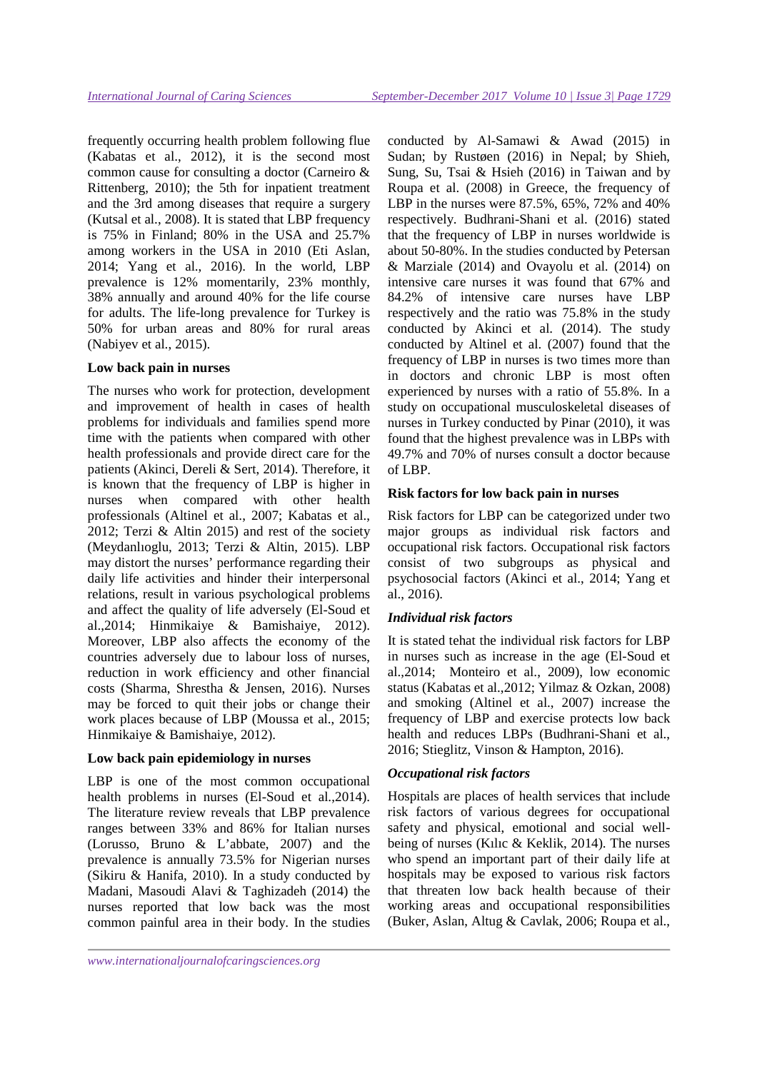frequently occurring health problem following flue (Kabatas et al., 2012), it is the second most common cause for consulting a doctor (Carneiro & Rittenberg, 2010); the 5th for inpatient treatment and the 3rd among diseases that require a surgery (Kutsal et al., 2008). It is stated that LBP frequency is 75% in Finland; 80% in the USA and 25.7% among workers in the USA in 2010 (Eti Aslan, 2014; Yang et al., 2016). In the world, LBP prevalence is 12% momentarily, 23% monthly, 38% annually and around 40% for the life course for adults. The life-long prevalence for Turkey is 50% for urban areas and 80% for rural areas (Nabiyev et al., 2015).

**Low back pain in nurses**

The nurses who work for protection, development and improvement of health in cases of health problems for individuals and families spend more time with the patients when compared with other health professionals and provide direct care for the patients (Akinci, Dereli & Sert, 2014). Therefore, it is known that the frequency of LBP is higher in nurses when compared with other health professionals (Altinel et al., 2007; Kabatas et al., 2012; Terzi & Altin 2015) and rest of the society (Meydanlıoglu, 2013; Terzi & Altin, 2015). LBP may distort the nurses' performance regarding their daily life activities and hinder their interpersonal relations, result in various psychological problems and affect the quality of life adversely (El-Soud et al.,2014; Hinmikaiye & Bamishaiye, 2012). Moreover, LBP also affects the economy of the countries adversely due to labour loss of nurses, reduction in work efficiency and other financial costs (Sharma, Shrestha & Jensen, 2016). Nurses may be forced to quit their jobs or change their work places because of LBP (Moussa et al., 2015; Hinmikaiye & Bamishaiye, 2012).

**Low back pain epidemiology in nurses**

LBP is one of the most common occupational health problems in nurses (El-Soud et al.,2014). The literature review reveals that LBP prevalence ranges between 33% and 86% for Italian nurses (Lorusso, Bruno & L'abbate, 2007) and the prevalence is annually 73.5% for Nigerian nurses (Sikiru & Hanifa, 2010). In a study conducted by Madani, Masoudi Alavi & Taghizadeh (2014) the nurses reported that low back was the most common painful area in their body. In the studies conducted by Al-Samawi & Awad (2015) in Sudan; by Rustøen (2016) in Nepal; by Shieh, Sung, Su, Tsai & Hsieh (2016) in Taiwan and by Roupa et al. (2008) in Greece, the frequency of LBP in the nurses were 87.5%, 65%, 72% and 40% respectively. Budhrani-Shani et al. (2016) stated that the frequency of LBP in nurses worldwide is about 50-80%. In the studies conducted by Petersan & Marziale (2014) and Ovayolu et al. (2014) on intensive care nurses it was found that 67% and 84.2% of intensive care nurses have LBP respectively and the ratio was 75.8% in the study conducted by Akinci et al. (2014). The study conducted by Altinel et al. (2007) found that the frequency of LBP in nurses is two times more than in doctors and chronic LBP is most often experienced by nurses with a ratio of 55.8%. In a study on occupational musculoskeletal diseases of nurses in Turkey conducted by Pinar (2010), it was found that the highest prevalence was in LBPs with 49.7% and 70% of nurses consult a doctor because of LBP.

**Risk factors for low back pain in nurses**

Risk factors for LBP can be categorized under two major groups as individual risk factors and occupational risk factors. Occupational risk factors consist of two subgroups as physical and psychosocial factors (Akinci et al., 2014; Yang et al., 2016).

***Individual risk factors***

It is stated tehat the individual risk factors for LBP in nurses such as increase in the age (El-Soud et al.,2014; Monteiro et al., 2009), low economic status (Kabatas et al.,2012; Yilmaz & Ozkan, 2008) and smoking (Altinel et al., 2007) increase the frequency of LBP and exercise protects low back health and reduces LBPs (Budhrani-Shani et al., 2016; Stieglitz, Vinson & Hampton, 2016).

***Occupational risk factors***

Hospitals are places of health services that include risk factors of various degrees for occupational safety and physical, emotional and social well-being of nurses (Kılıc & Keklik, 2014). The nurses who spend an important part of their daily life at hospitals may be exposed to various risk factors that threaten low back health because of their working areas and occupational responsibilities (Buker, Aslan, Altug & Cavlak, 2006; Roupa et al.,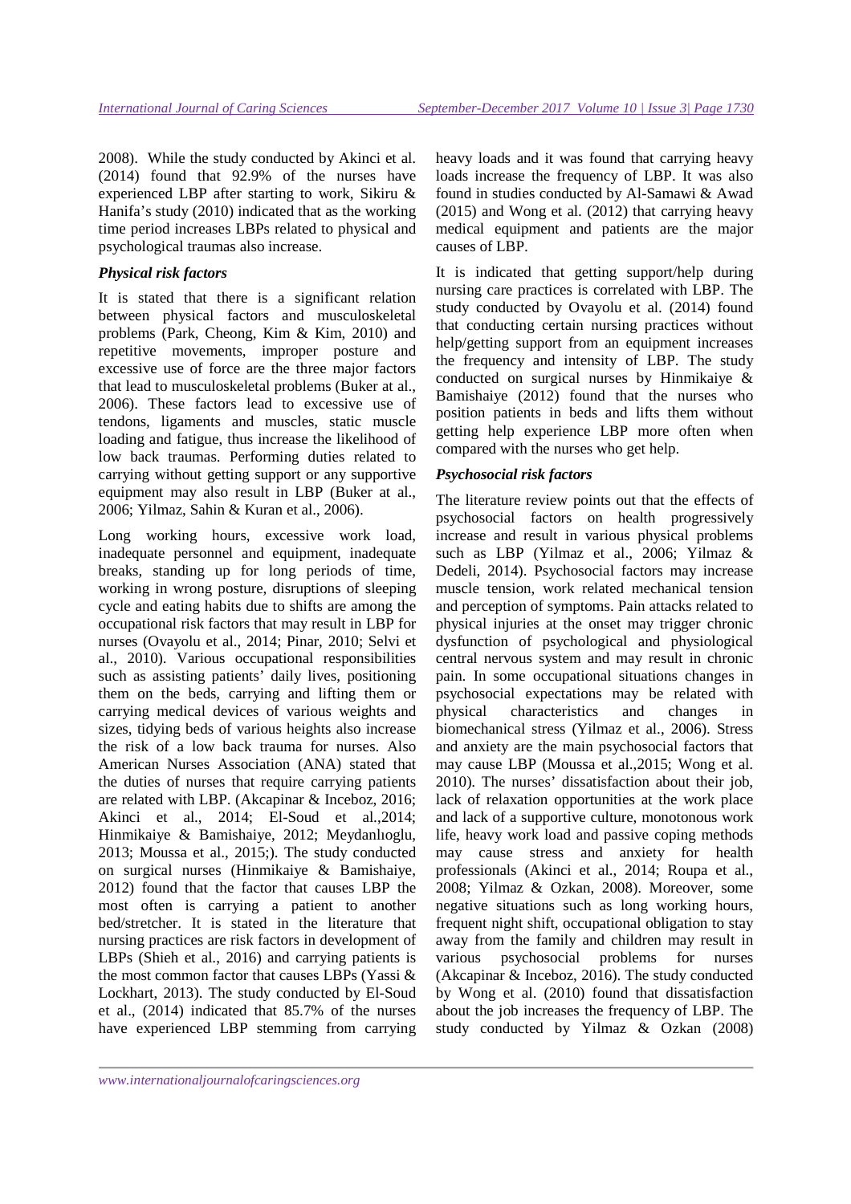2008). While the study conducted by Akinci et al. (2014) found that 92.9% of the nurses have experienced LBP after starting to work, Sikiru & Hanifa's study (2010) indicated that as the working time period increases LBPs related to physical and psychological traumas also increase.

### *Physical risk factors*

It is stated that there is a significant relation between physical factors and musculoskeletal problems (Park, Cheong, Kim & Kim, 2010) and repetitive movements, improper posture and excessive use of force are the three major factors that lead to musculoskeletal problems (Buker at al., 2006). These factors lead to excessive use of tendons, ligaments and muscles, static muscle loading and fatigue, thus increase the likelihood of low back traumas. Performing duties related to carrying without getting support or any supportive equipment may also result in LBP (Buker at al., 2006; Yilmaz, Sahin & Kuran et al., 2006).

Long working hours, excessive work load, inadequate personnel and equipment, inadequate breaks, standing up for long periods of time, working in wrong posture, disruptions of sleeping cycle and eating habits due to shifts are among the occupational risk factors that may result in LBP for nurses (Ovayolu et al., 2014; Pinar, 2010; Selvi et al., 2010). Various occupational responsibilities such as assisting patients' daily lives, positioning them on the beds, carrying and lifting them or carrying medical devices of various weights and sizes, tidying beds of various heights also increase the risk of a low back trauma for nurses. Also American Nurses Association (ANA) stated that the duties of nurses that require carrying patients are related with LBP. (Akcapinar & Inceboz, 2016; Akinci et al., 2014; El-Soud et al.,2014; Hinmikaiye & Bamishaiye, 2012; Meydanlıoglu, 2013; Moussa et al., 2015;). The study conducted on surgical nurses (Hinmikaiye & Bamishaiye, 2012) found that the factor that causes LBP the most often is carrying a patient to another bed/stretcher. It is stated in the literature that nursing practices are risk factors in development of LBPs (Shieh et al., 2016) and carrying patients is the most common factor that causes LBPs (Yassi & Lockhart, 2013). The study conducted by El-Soud et al., (2014) indicated that 85.7% of the nurses have experienced LBP stemming from carrying heavy loads and it was found that carrying heavy loads increase the frequency of LBP. It was also found in studies conducted by Al-Samawi & Awad (2015) and Wong et al. (2012) that carrying heavy medical equipment and patients are the major causes of LBP.

It is indicated that getting support/help during nursing care practices is correlated with LBP. The study conducted by Ovayolu et al. (2014) found that conducting certain nursing practices without help/getting support from an equipment increases the frequency and intensity of LBP. The study conducted on surgical nurses by Hinmikaiye & Bamishaiye (2012) found that the nurses who position patients in beds and lifts them without getting help experience LBP more often when compared with the nurses who get help.

### *Psychosocial risk factors*

The literature review points out that the effects of psychosocial factors on health progressively increase and result in various physical problems such as LBP (Yilmaz et al., 2006; Yilmaz & Dedeli, 2014). Psychosocial factors may increase muscle tension, work related mechanical tension and perception of symptoms. Pain attacks related to physical injuries at the onset may trigger chronic dysfunction of psychological and physiological central nervous system and may result in chronic pain. In some occupational situations changes in psychosocial expectations may be related with physical characteristics and changes in biomechanical stress (Yilmaz et al., 2006). Stress and anxiety are the main psychosocial factors that may cause LBP (Moussa et al.,2015; Wong et al. 2010). The nurses' dissatisfaction about their job, lack of relaxation opportunities at the work place and lack of a supportive culture, monotonous work life, heavy work load and passive coping methods may cause stress and anxiety for health professionals (Akinci et al., 2014; Roupa et al., 2008; Yilmaz & Ozkan, 2008). Moreover, some negative situations such as long working hours, frequent night shift, occupational obligation to stay away from the family and children may result in various psychosocial problems for nurses (Akcapinar & Inceboz, 2016). The study conducted by Wong et al. (2010) found that dissatisfaction about the job increases the frequency of LBP. The study conducted by Yilmaz & Ozkan (2008)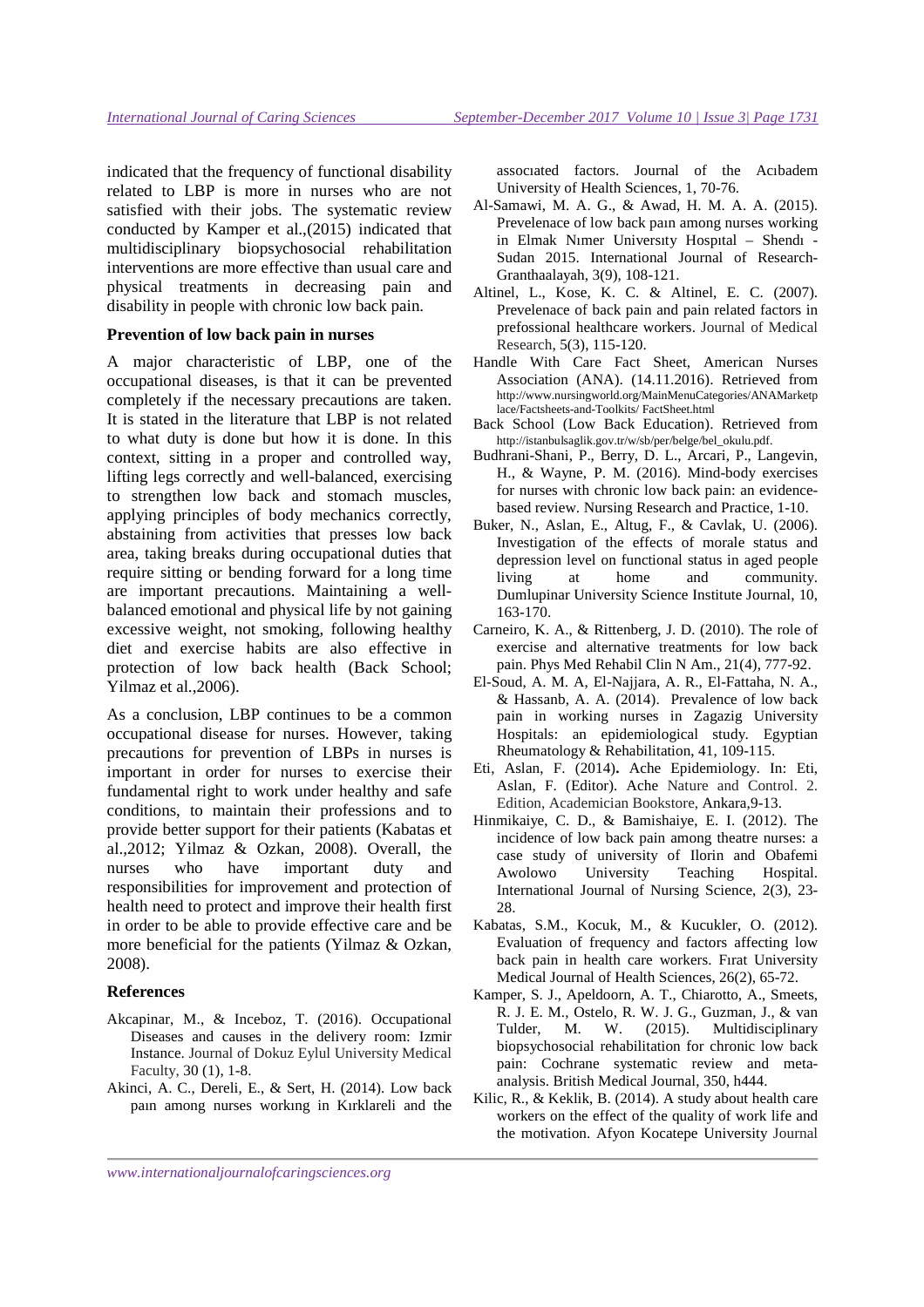indicated that the frequency of functional disability related to LBP is more in nurses who are not satisfied with their jobs. The systematic review conducted by Kamper et al.,(2015) indicated that multidisciplinary biopsychosocial rehabilitation interventions are more effective than usual care and physical treatments in decreasing pain and disability in people with chronic low back pain.

**Prevention of low back pain in nurses**

A major characteristic of LBP, one of the occupational diseases, is that it can be prevented completely if the necessary precautions are taken. It is stated in the literature that LBP is not related to what duty is done but how it is done. In this context, sitting in a proper and controlled way, lifting legs correctly and well-balanced, exercising to strengthen low back and stomach muscles, applying principles of body mechanics correctly, abstaining from activities that presses low back area, taking breaks during occupational duties that require sitting or bending forward for a long time are important precautions. Maintaining a well-balanced emotional and physical life by not gaining excessive weight, not smoking, following healthy diet and exercise habits are also effective in protection of low back health (Back School; Yilmaz et al.,2006).

As a conclusion, LBP continues to be a common occupational disease for nurses. However, taking precautions for prevention of LBPs in nurses is important in order for nurses to exercise their fundamental right to work under healthy and safe conditions, to maintain their professions and to provide better support for their patients (Kabatas et al.,2012; Yilmaz & Ozkan, 2008). Overall, the nurses who have important duty and responsibilities for improvement and protection of health need to protect and improve their health first in order to be able to provide effective care and be more beneficial for the patients (Yilmaz & Ozkan, 2008).

**References**

Akcapinar, M., & Inceboz, T. (2016). Occupational Diseases and causes in the delivery room: Izmir Instance. Journal of Dokuz Eylul University Medical Faculty, 30 (1), 1-8.

Akinci, A. C., Dereli, E., & Sert, H. (2014). Low back paın among nurses workıng in Kırklareli and the assocıated factors. Journal of the Acıbadem University of Health Sciences, 1, 70-76.

Al-Samawi, M. A. G., & Awad, H. M. A. A. (2015). Prevelenace of low back paın among nurses working in Elmak Nımer Unıversıty Hospıtal – Shendı - Sudan 2015. International Journal of Research-Granthaalayah, 3(9), 108-121.

Altinel, L., Kose, K. C. & Altinel, E. C. (2007). Prevelenace of back pain and pain related factors in prefossional healthcare workers. Journal of Medical Research, 5(3), 115-120.

Handle With Care Fact Sheet, American Nurses Association (ANA). (14.11.2016). Retrieved from http://www.nursingworld.org/MainMenuCategories/ANAMarketplace/Factsheets-and-Toolkits/ FactSheet.html

Back School (Low Back Education). Retrieved from http://istanbulsaglik.gov.tr/w/sb/per/belge/bel_okulu.pdf.

Budhrani-Shani, P., Berry, D. L., Arcari, P., Langevin, H., & Wayne, P. M. (2016). Mind-body exercises for nurses with chronic low back pain: an evidence-based review. Nursing Research and Practice, 1-10.

Buker, N., Aslan, E., Altug, F., & Cavlak, U. (2006). Investigation of the effects of morale status and depression level on functional status in aged people living at home and community. Dumlupinar University Science Institute Journal, 10, 163-170.

Carneiro, K. A., & Rittenberg, J. D. (2010). The role of exercise and alternative treatments for low back pain. Phys Med Rehabil Clin N Am., 21(4), 777-92.

El-Soud, A. M. A, El-Najjara, A. R., El-Fattaha, N. A., & Hassanb, A. A. (2014). Prevalence of low back pain in working nurses in Zagazig University Hospitals: an epidemiological study. Egyptian Rheumatology & Rehabilitation, 41, 109-115.

Eti, Aslan, F. (2014). Ache Epidemiology. In: Eti, Aslan, F. (Editor). Ache Nature and Control. 2. Edition, Academician Bookstore, Ankara,9-13.

Hinmikaiye, C. D., & Bamishaiye, E. I. (2012). The incidence of low back pain among theatre nurses: a case study of university of Ilorin and Obafemi Awolowo University Teaching Hospital. International Journal of Nursing Science, 2(3), 23-28.

Kabatas, S.M., Kocuk, M., & Kucukler, O. (2012). Evaluation of frequency and factors affecting low back pain in health care workers. Frat University Medical Journal of Health Sciences, 26(2), 65-72.

Kamper, S. J., Apeldoorn, A. T., Chiarotto, A., Smeets, R. J. E. M., Ostelo, R. W. J. G., Guzman, J., & van Tulder, M. W. (2015). Multidisciplinary biopsychosocial rehabilitation for chronic low back pain: Cochrane systematic review and meta-analysis. British Medical Journal, 350, h444.

Kilic, R., & Keklik, B. (2014). A study about health care workers on the effect of the quality of work life and the motivation. Afyon Kocatepe University Journal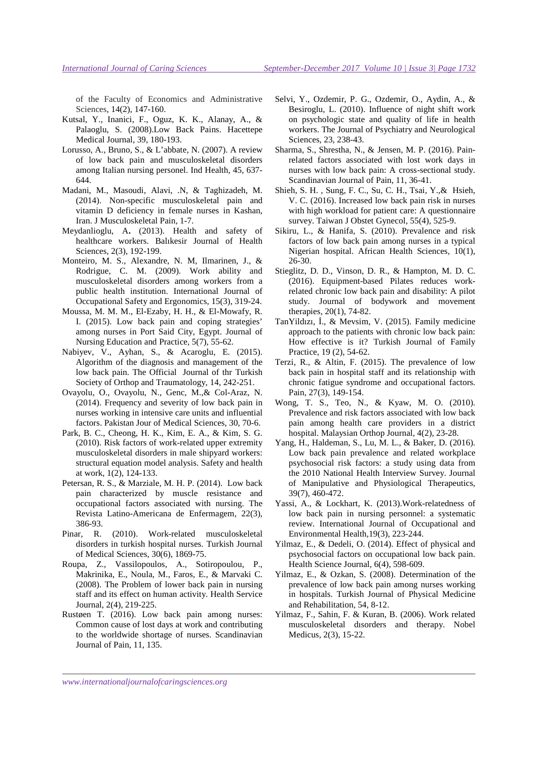of the Faculty of Economics and Administrative Sciences, 14(2), 147-160.

Kutsal, Y., Inanici, F., Oguz, K. K., Alanay, A., & Palaoglu, S. (2008).Low Back Pains. Hacettepe Medical Journal, 39, 180-193.

Lorusso, A., Bruno, S., & L'abbate, N. (2007). A review of low back pain and musculoskeletal disorders among Italian nursing personel. Ind Health, 45, 637-644.

Madani, M., Masoudi, Alavi, .N, & Taghizadeh, M. (2014). Non-specific musculoskeletal pain and vitamin D deficiency in female nurses in Kashan, Iran. J Musculoskeletal Pain, 1-7.

Meydanlioglu, A**.** (2013). Health and safety of healthcare workers. Balıkesir Journal of Health Sciences, 2(3), 192-199.

Monteiro, M. S., Alexandre, N. M, Ilmarinen, J., & Rodrigue, C. M. (2009). Work ability and musculoskeletal disorders among workers from a public health institution. International Journal of Occupational Safety and Ergonomics, 15(3), 319-24.

Moussa, M. M. M., El-Ezaby, H. H., & El-Mowafy, R. I. (2015). Low back pain and coping strategies' among nurses in Port Said City, Egypt. Journal of Nursing Education and Practice, 5(7), 55-62.

Nabiyev, V., Ayhan, S., & Acaroglu, E. (2015). Algorithm of the diagnosis and management of the low back pain. The Official Journal of thr Turkish Society of Orthop and Traumatology, 14, 242-251.

Ovayolu, O., Ovayolu, N., Genc, M.,& Col-Araz, N. (2014). Frequency and severity of low back pain in nurses working in intensive care units and influential factors. Pakistan Jour of Medical Sciences, 30, 70-6.

Park, B. C., Cheong, H. K., Kim, E. A., & Kim, S. G. (2010). Risk factors of work-related upper extremity musculoskeletal disorders in male shipyard workers: structural equation model analysis. Safety and health at work, 1(2), 124-133.

Petersan, R. S., & Marziale, M. H. P. (2014). Low back pain characterized by muscle resistance and occupational factors associated with nursing. The Revista Latino-Americana de Enfermagem, 22(3), 386-93.

Pinar, R. (2010). Work-related musculoskeletal disorders in turkish hospital nurses. Turkish Journal of Medical Sciences, 30(6), 1869-75.

Roupa, Z., Vassilopoulos, A., Sotiropoulou, P., Makrinika, E., Noula, M., Faros, E., & Marvaki C. (2008). The Problem of lower back pain in nursing staff and its effect on human activity. Health Service Journal, 2(4), 219-225.

Rustøen T. (2016). Low back pain among nurses: Common cause of lost days at work and contributing to the worldwide shortage of nurses. Scandinavian Journal of Pain, 11, 135.

Selvi, Y., Ozdemir, P. G., Ozdemir, O., Aydin, A., & Besiroglu, L. (2010). Influence of night shift work on psychologic state and quality of life in health workers. The Journal of Psychiatry and Neurological Sciences, 23, 238-43.

Sharma, S., Shrestha, N., & Jensen, M. P. (2016). Pain-related factors associated with lost work days in nurses with low back pain: A cross-sectional study. Scandinavian Journal of Pain, 11, 36-41.

Shieh, S. H. , Sung, F. C., Su, C. H., Tsai, Y.,& Hsieh, V. C. (2016). Increased low back pain risk in nurses with high workload for patient care: A questionnaire survey. Taiwan J Obstet Gynecol, 55(4), 525-9.

Sikiru, L., & Hanifa, S. (2010). Prevalence and risk factors of low back pain among nurses in a typical Nigerian hospital. African Health Sciences, 10(1), 26-30.

Stieglitz, D. D., Vinson, D. R., & Hampton, M. D. C. (2016). Equipment-based Pilates reduces work-related chronic low back pain and disability: A pilot study. Journal of bodywork and movement therapies, 20(1), 74-82.

TanYıldızı, İ., & Mevsim, V. (2015). Family medicine approach to the patients with chronic low back pain: How effective is it? Turkish Journal of Family Practice, 19 (2), 54-62.

Terzi, R., & Altin, F. (2015). The prevalence of low back pain in hospital staff and its relationship with chronic fatigue syndrome and occupational factors. Pain, 27(3), 149-154.

Wong, T. S., Teo, N., & Kyaw, M. O. (2010). Prevalence and risk factors associated with low back pain among health care providers in a district hospital. Malaysian Orthop Journal, 4(2), 23-28.

Yang, H., Haldeman, S., Lu, M. L., & Baker, D. (2016). Low back pain prevalence and related workplace psychosocial risk factors: a study using data from the 2010 National Health Interview Survey. Journal of Manipulative and Physiological Therapeutics, 39(7), 460-472.

Yassi, A., & Lockhart, K. (2013).Work-relatedness of low back pain in nursing personnel: a systematic review. International Journal of Occupational and Environmental Health,19(3), 223-244.

Yilmaz, E., & Dedeli, O. (2014). Effect of physical and psychosocial factors on occupational low back pain. Health Science Journal, 6(4), 598-609.

Yilmaz, E., & Ozkan, S. (2008). Determination of the prevalence of low back pain among nurses working in hospitals. Turkish Journal of Physical Medicine and Rehabilitation, 54, 8-12.

Yilmaz, F., Sahin, F. & Kuran, B. (2006). Work related musculoskeletal dısorders and therapy. Nobel Medicus, 2(3), 15-22.